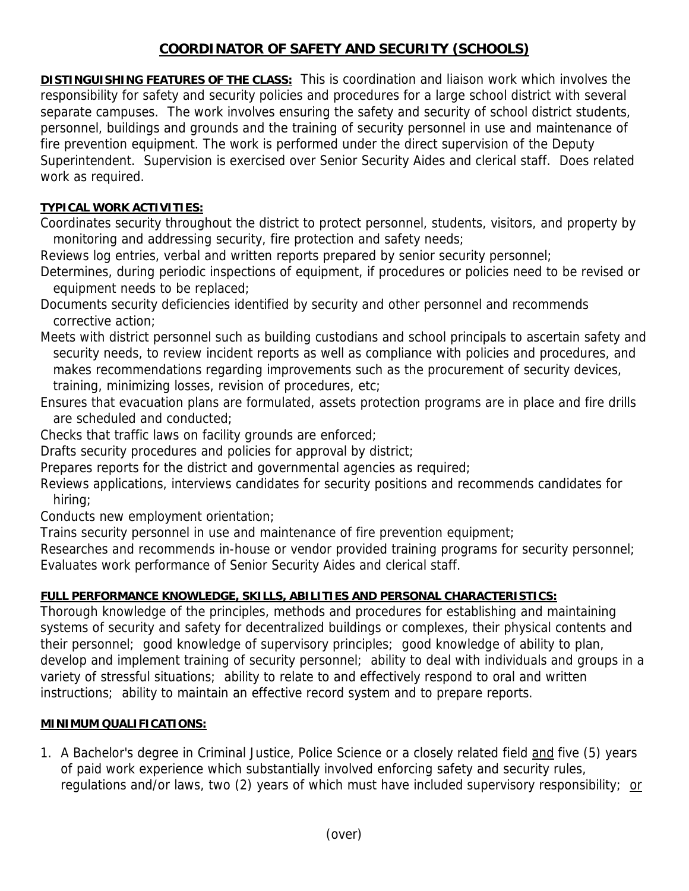# COORDINATOR OF SAFETY AND SECURITY (SCHOOLS)

**DISTINGUISHING FEATURES OF THE CLASS:** This is coordination and liaison work which involves the responsibility for safety and security policies and procedures for a large school district with several separate campuses. The work involves ensuring the safety and security of school district students, personnel, buildings and grounds and the training of security personnel in use and maintenance of fire prevention equipment. The work is performed under the direct supervision of the Deputy Superintendent. Supervision is exercised over Senior Security Aides and clerical staff. Does related work as required.

**TYPICAL WORK ACTIVITIES:**

Coordinates security throughout the district to protect personnel, students, visitors, and property by monitoring and addressing security, fire protection and safety needs;

Reviews log entries, verbal and written reports prepared by senior security personnel;

Determines, during periodic inspections of equipment, if procedures or policies need to be revised or equipment needs to be replaced;

Documents security deficiencies identified by security and other personnel and recommends corrective action;

Meets with district personnel such as building custodians and school principals to ascertain safety and security needs, to review incident reports as well as compliance with policies and procedures, and makes recommendations regarding improvements such as the procurement of security devices, training, minimizing losses, revision of procedures, etc;

Ensures that evacuation plans are formulated, assets protection programs are in place and fire drills are scheduled and conducted;

Checks that traffic laws on facility grounds are enforced;

Drafts security procedures and policies for approval by district;

Prepares reports for the district and governmental agencies as required;

Reviews applications, interviews candidates for security positions and recommends candidates for hiring;

Conducts new employment orientation;

Trains security personnel in use and maintenance of fire prevention equipment;

Researches and recommends in-house or vendor provided training programs for security personnel;

Evaluates work performance of Senior Security Aides and clerical staff.

**FULL PERFORMANCE KNOWLEDGE, SKILLS, ABILITIES AND PERSONAL CHARACTERISTICS:**

Thorough knowledge of the principles, methods and procedures for establishing and maintaining systems of security and safety for decentralized buildings or complexes, their physical contents and their personnel; good knowledge of supervisory principles; good knowledge of ability to plan, develop and implement training of security personnel; ability to deal with individuals and groups in a variety of stressful situations; ability to relate to and effectively respond to oral and written instructions; ability to maintain an effective record system and to prepare reports.

**MINIMUM QUALIFICATIONS:**

1. A Bachelor's degree in Criminal Justice, Police Science or a closely related field and five (5) years of paid work experience which substantially involved enforcing safety and security rules, regulations and/or laws, two (2) years of which must have included supervisory responsibility; or

(over)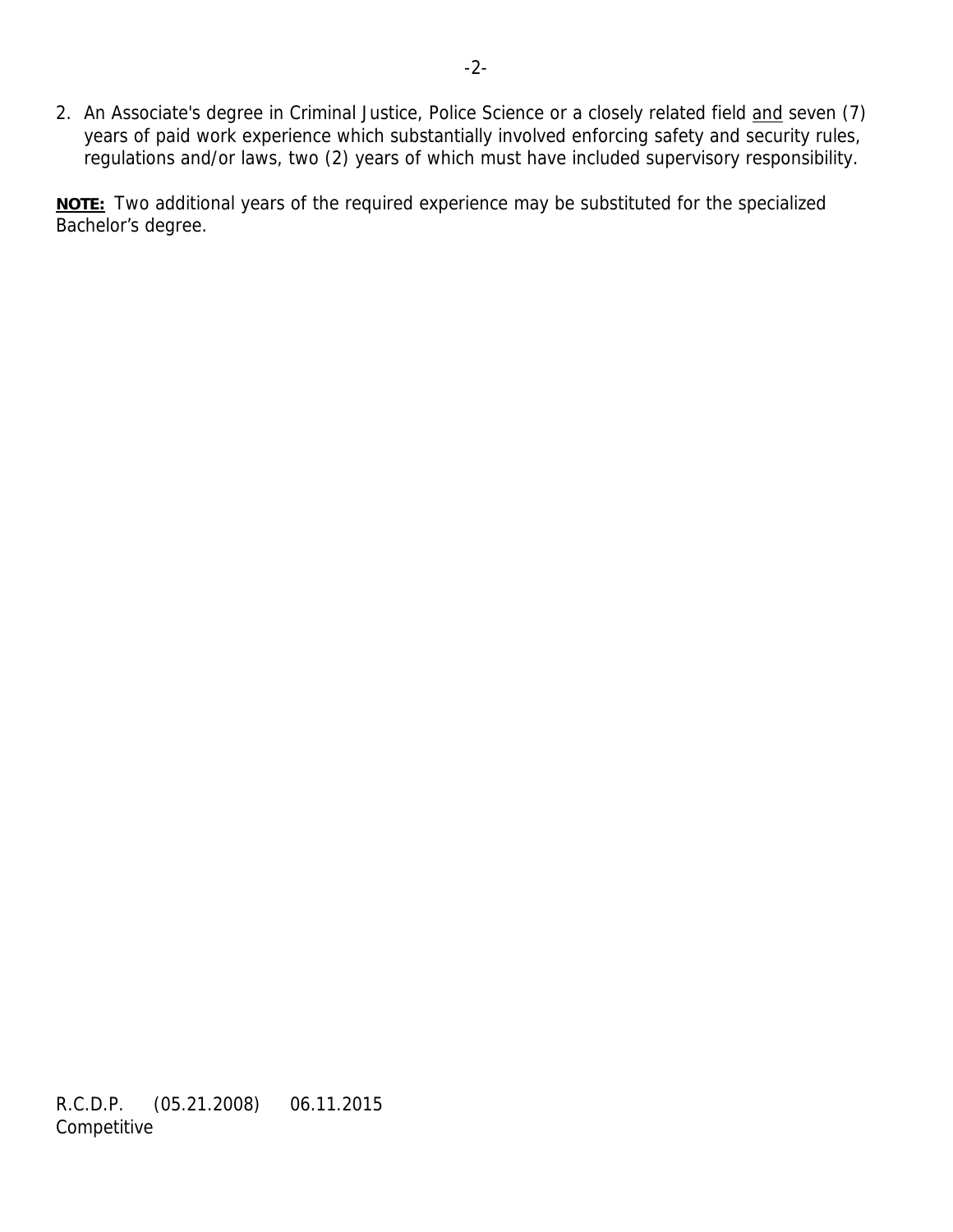2. An Associate's degree in Criminal Justice, Police Science or a closely related field <u>and</u> seven (7) years of paid work experience which substantially involved enforcing safety and security rules, regulations and/or laws, two (2) years of which must have included supervisory responsibility.

**<u>NOTE:</u>** Two additional years of the required experience may be substituted for the specialized Bachelor's degree.

R.C.D.P. (05.21.2008) 06.11.2015
Competitive